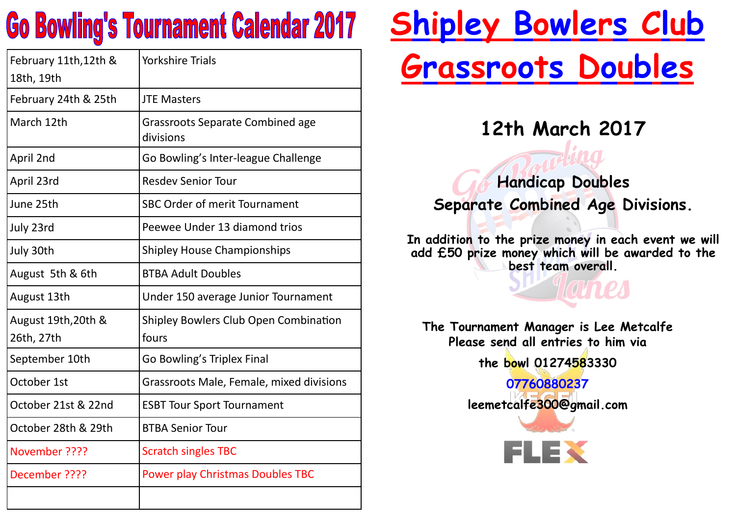# Go Bowling's Tournament Calendar 2017

| | |
|---|---|
| February 11th,12th & 18th, 19th | Yorkshire Trials |
| February 24th & 25th | JTE Masters |
| March 12th | Grassroots Separate Combined age divisions |
| April 2nd | Go Bowling's Inter-league Challenge |
| April 23rd | Resdev Senior Tour |
| June 25th | SBC Order of merit Tournament |
| July 23rd | Peewee Under 13 diamond trios |
| July 30th | Shipley House Championships |
| August 5th & 6th | BTBA Adult Doubles |
| August 13th | Under 150 average Junior Tournament |
| August 19th,20th & 26th, 27th | Shipley Bowlers Club Open Combination fours |
| September 10th | Go Bowling's Triplex Final |
| October 1st | Grassroots Male, Female, mixed divisions |
| October 21st & 22nd | ESBT Tour Sport Tournament |
| October 28th & 29th | BTBA Senior Tour |
| November ???? | Scratch singles TBC |
| December ???? | Power play Christmas Doubles TBC |
| | |

# Shipley Bowlers Club

# Grassroots Doubles

## 12th March 2017

**Handicap Doubles**
**Separate Combined Age Divisions.**

**In addition to the prize money in each event we will add £50 prize money which will be awarded to the best team overall.**

**The Tournament Manager is Lee Metcalfe**
**Please send all entries to him via**

**the bowl 01274583330**

**07760880237**

**leemetcalfe300@gmail.com**

FLEX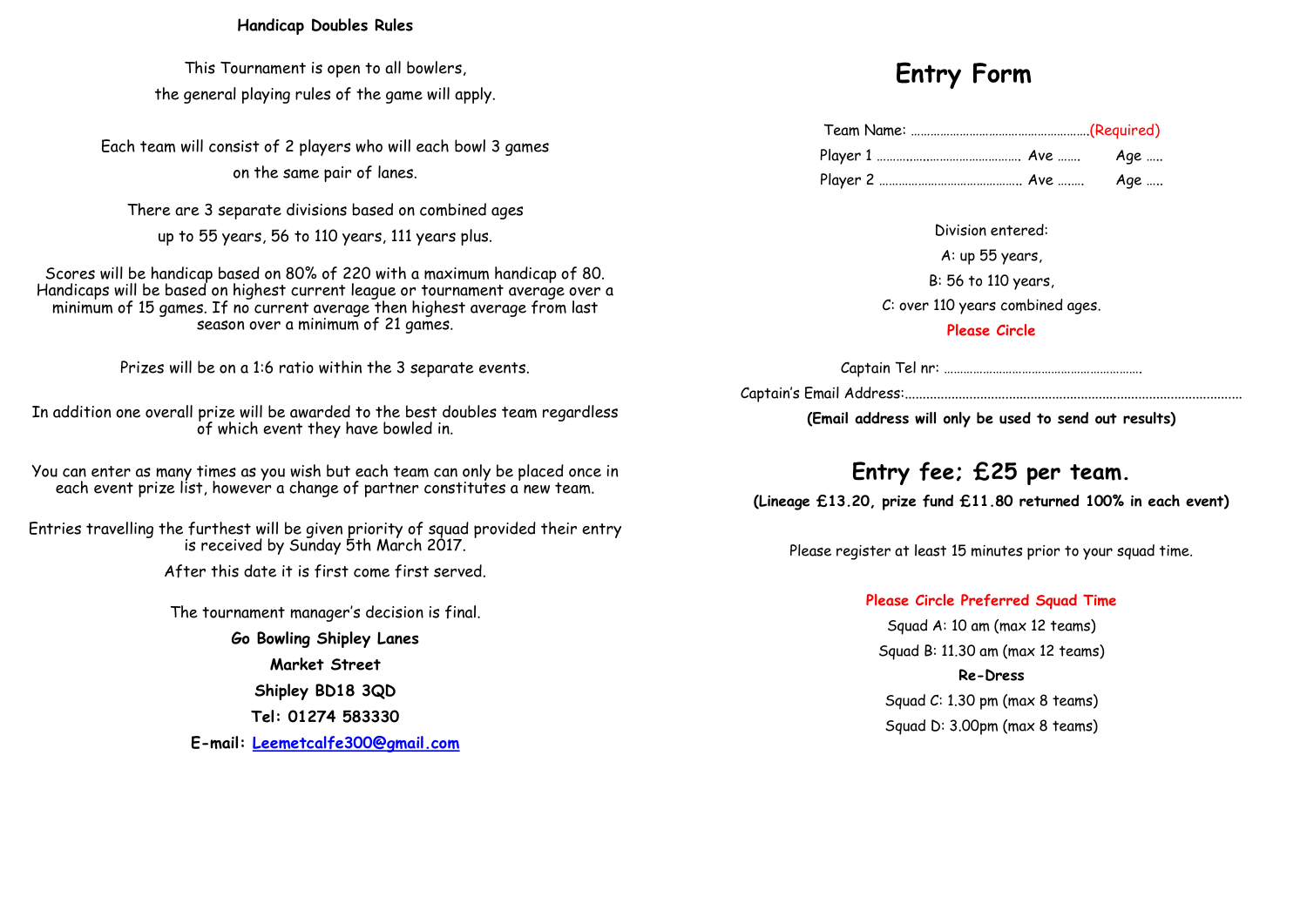### Handicap Doubles Rules

This Tournament is open to all bowlers,
the general playing rules of the game will apply.

Each team will consist of 2 players who will each bowl 3 games
on the same pair of lanes.

There are 3 separate divisions based on combined ages
up to 55 years, 56 to 110 years, 111 years plus.

Scores will be handicap based on 80% of 220 with a maximum handicap of 80. Handicaps will be based on highest current league or tournament average over a minimum of 15 games. If no current average then highest average from last season over a minimum of 21 games.

Prizes will be on a 1:6 ratio within the 3 separate events.

In addition one overall prize will be awarded to the best doubles team regardless of which event they have bowled in.

You can enter as many times as you wish but each team can only be placed once in each event prize list, however a change of partner constitutes a new team.

Entries travelling the furthest will be given priority of squad provided their entry is received by Sunday 5th March 2017.
After this date it is first come first served.

The tournament manager's decision is final.

**Go Bowling Shipley Lanes**
**Market Street**
**Shipley BD18 3QD**
**Tel: 01274 583330**
**E-mail: Leemetcalfe300@gmail.com**

# Entry Form

Team Name: ……………………………………………(Required)
Player 1 …………………………………. Ave ……. Age …..
Player 2 …………………………………. Ave ……. Age …..

Division entered:
A: up 55 years,
B: 56 to 110 years,
C: over 110 years combined ages.

**Please Circle**

Captain Tel nr: …………………………………………………….
Captain's Email Address:……………………………………………………………………………………

**(Email address will only be used to send out results)**

## Entry fee; £25 per team.

**(Lineage £13.20, prize fund £11.80 returned 100% in each event)**

Please register at least 15 minutes prior to your squad time.

**Please Circle Preferred Squad Time**

Squad A: 10 am (max 12 teams)
Squad B: 11.30 am (max 12 teams)
**Re-Dress**
Squad C: 1.30 pm (max 8 teams)
Squad D: 3.00pm (max 8 teams)